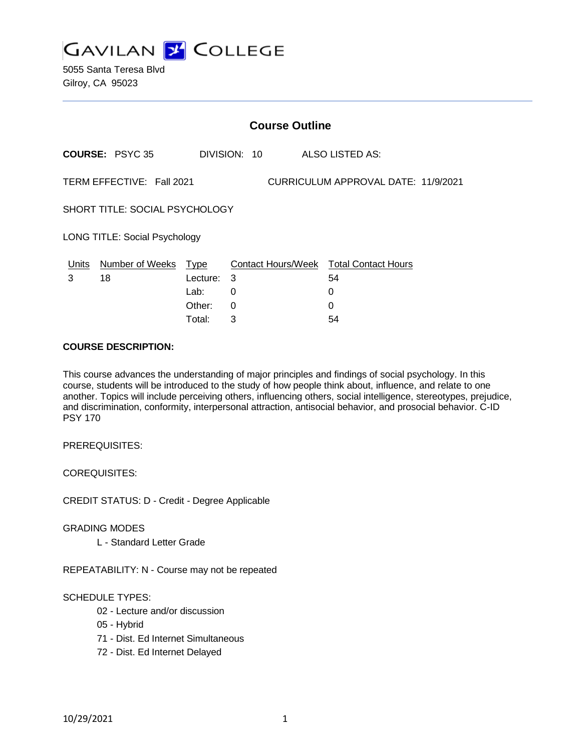# GAVILAN COLLEGE

5055 Santa Teresa Blvd
Gilroy, CA 95023

## Course Outline

**COURSE:** PSYC 35 DIVISION: 10 ALSO LISTED AS:

TERM EFFECTIVE: Fall 2021 CURRICULUM APPROVAL DATE: 11/9/2021

SHORT TITLE: SOCIAL PSYCHOLOGY

LONG TITLE: Social Psychology

| Units | Number of Weeks | Type | Contact Hours/Week | Total Contact Hours |
|---|---|---|---|---|
| 3 | 18 | Lecture: | 3 | 54 |
| | | Lab: | 0 | 0 |
| | | Other: | 0 | 0 |
| | | Total: | 3 | 54 |

**COURSE DESCRIPTION:**

This course advances the understanding of major principles and findings of social psychology. In this course, students will be introduced to the study of how people think about, influence, and relate to one another. Topics will include perceiving others, influencing others, social intelligence, stereotypes, prejudice, and discrimination, conformity, interpersonal attraction, antisocial behavior, and prosocial behavior. C-ID PSY 170

PREREQUISITES:

COREQUISITES:

CREDIT STATUS: D - Credit - Degree Applicable

GRADING MODES

- L - Standard Letter Grade

REPEATABILITY: N - Course may not be repeated

SCHEDULE TYPES:

- 02 - Lecture and/or discussion
- 05 - Hybrid
- 71 - Dist. Ed Internet Simultaneous
- 72 - Dist. Ed Internet Delayed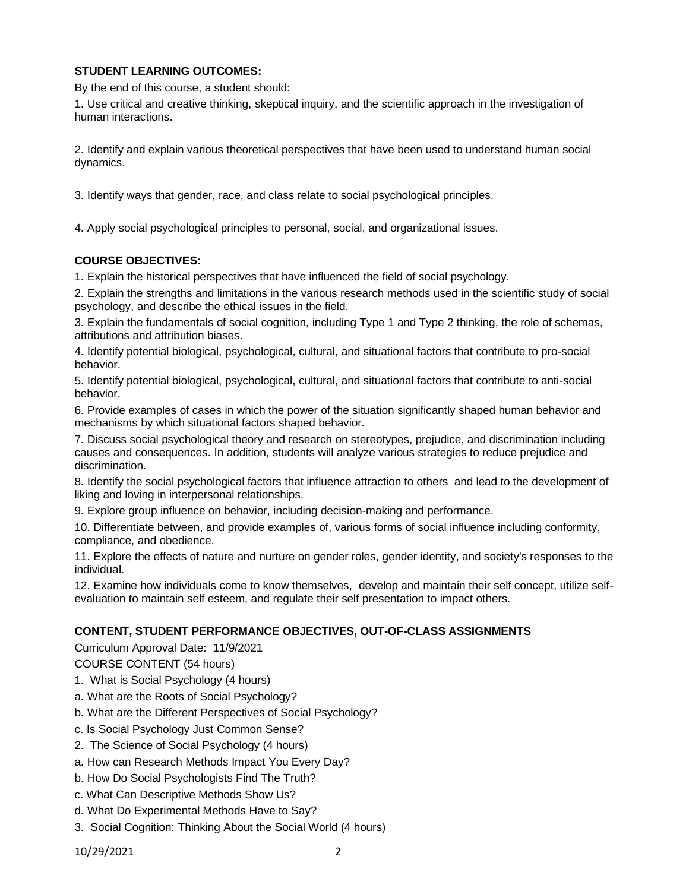**STUDENT LEARNING OUTCOMES:**

By the end of this course, a student should:

1. Use critical and creative thinking, skeptical inquiry, and the scientific approach in the investigation of human interactions.

2. Identify and explain various theoretical perspectives that have been used to understand human social dynamics.

3. Identify ways that gender, race, and class relate to social psychological principles.

4. Apply social psychological principles to personal, social, and organizational issues.

**COURSE OBJECTIVES:**

1. Explain the historical perspectives that have influenced the field of social psychology.
2. Explain the strengths and limitations in the various research methods used in the scientific study of social psychology, and describe the ethical issues in the field.
3. Explain the fundamentals of social cognition, including Type 1 and Type 2 thinking, the role of schemas, attributions and attribution biases.
4. Identify potential biological, psychological, cultural, and situational factors that contribute to pro-social behavior.
5. Identify potential biological, psychological, cultural, and situational factors that contribute to anti-social behavior.
6. Provide examples of cases in which the power of the situation significantly shaped human behavior and mechanisms by which situational factors shaped behavior.
7. Discuss social psychological theory and research on stereotypes, prejudice, and discrimination including causes and consequences. In addition, students will analyze various strategies to reduce prejudice and discrimination.
8. Identify the social psychological factors that influence attraction to others and lead to the development of liking and loving in interpersonal relationships.
9. Explore group influence on behavior, including decision-making and performance.
10. Differentiate between, and provide examples of, various forms of social influence including conformity, compliance, and obedience.
11. Explore the effects of nature and nurture on gender roles, gender identity, and society's responses to the individual.
12. Examine how individuals come to know themselves, develop and maintain their self concept, utilize self-evaluation to maintain self esteem, and regulate their self presentation to impact others.

**CONTENT, STUDENT PERFORMANCE OBJECTIVES, OUT-OF-CLASS ASSIGNMENTS**

Curriculum Approval Date: 11/9/2021

COURSE CONTENT (54 hours)

1. What is Social Psychology (4 hours)

a. What are the Roots of Social Psychology?

b. What are the Different Perspectives of Social Psychology?

c. Is Social Psychology Just Common Sense?

2. The Science of Social Psychology (4 hours)

a. How can Research Methods Impact You Every Day?

b. How Do Social Psychologists Find The Truth?

c. What Can Descriptive Methods Show Us?

d. What Do Experimental Methods Have to Say?

3. Social Cognition: Thinking About the Social World (4 hours)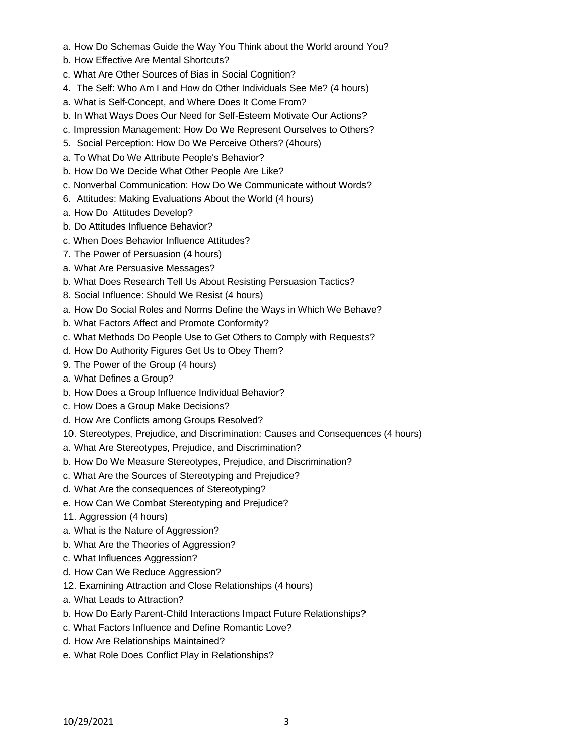a. How Do Schemas Guide the Way You Think about the World around You?
b. How Effective Are Mental Shortcuts?
c. What Are Other Sources of Bias in Social Cognition?
4. The Self: Who Am I and How do Other Individuals See Me? (4 hours)
a. What is Self-Concept, and Where Does It Come From?
b. In What Ways Does Our Need for Self-Esteem Motivate Our Actions?
c. Impression Management: How Do We Represent Ourselves to Others?
5. Social Perception: How Do We Perceive Others? (4hours)
a. To What Do We Attribute People's Behavior?
b. How Do We Decide What Other People Are Like?
c. Nonverbal Communication: How Do We Communicate without Words?
6. Attitudes: Making Evaluations About the World (4 hours)
a. How Do Attitudes Develop?
b. Do Attitudes Influence Behavior?
c. When Does Behavior Influence Attitudes?
7. The Power of Persuasion (4 hours)
a. What Are Persuasive Messages?
b. What Does Research Tell Us About Resisting Persuasion Tactics?
8. Social Influence: Should We Resist (4 hours)
a. How Do Social Roles and Norms Define the Ways in Which We Behave?
b. What Factors Affect and Promote Conformity?
c. What Methods Do People Use to Get Others to Comply with Requests?
d. How Do Authority Figures Get Us to Obey Them?
9. The Power of the Group (4 hours)
a. What Defines a Group?
b. How Does a Group Influence Individual Behavior?
c. How Does a Group Make Decisions?
d. How Are Conflicts among Groups Resolved?
10. Stereotypes, Prejudice, and Discrimination: Causes and Consequences (4 hours)
a. What Are Stereotypes, Prejudice, and Discrimination?
b. How Do We Measure Stereotypes, Prejudice, and Discrimination?
c. What Are the Sources of Stereotyping and Prejudice?
d. What Are the consequences of Stereotyping?
e. How Can We Combat Stereotyping and Prejudice?
11. Aggression (4 hours)
a. What is the Nature of Aggression?
b. What Are the Theories of Aggression?
c. What Influences Aggression?
d. How Can We Reduce Aggression?
12. Examining Attraction and Close Relationships (4 hours)
a. What Leads to Attraction?
b. How Do Early Parent-Child Interactions Impact Future Relationships?
c. What Factors Influence and Define Romantic Love?
d. How Are Relationships Maintained?
e. What Role Does Conflict Play in Relationships?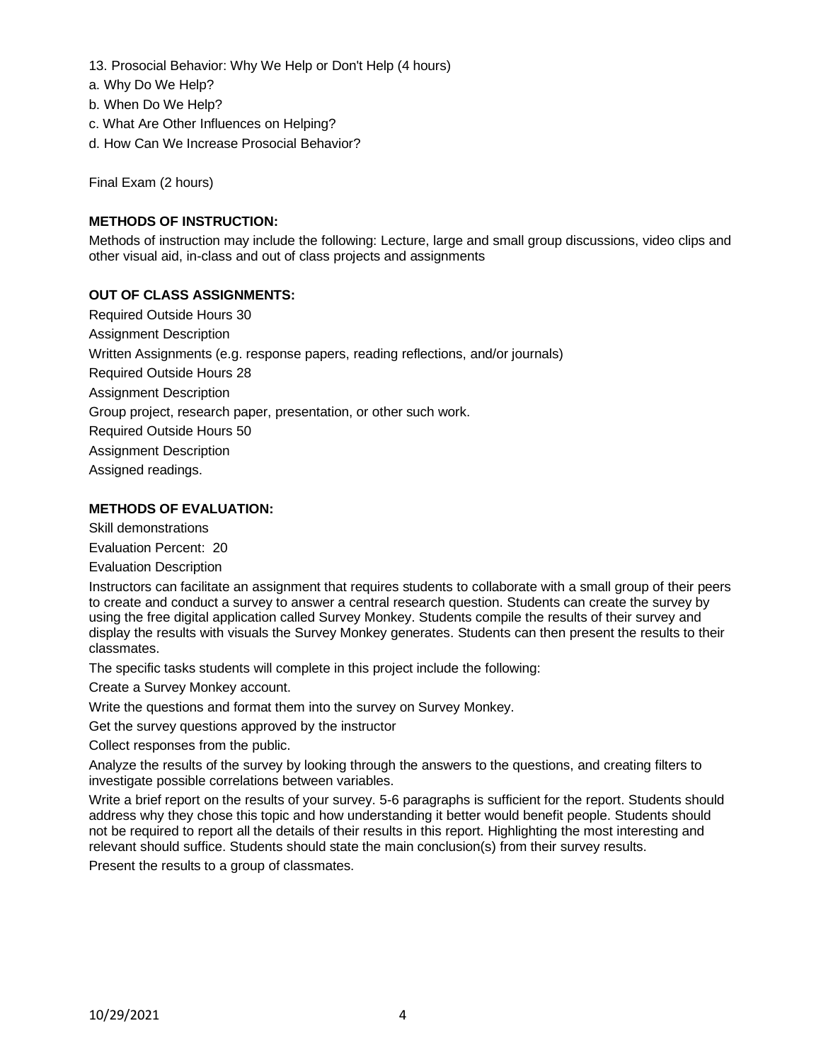13. Prosocial Behavior: Why We Help or Don't Help (4 hours)

a. Why Do We Help?

b. When Do We Help?

c. What Are Other Influences on Helping?

d. How Can We Increase Prosocial Behavior?

Final Exam (2 hours)

**METHODS OF INSTRUCTION:**

Methods of instruction may include the following: Lecture, large and small group discussions, video clips and other visual aid, in-class and out of class projects and assignments

**OUT OF CLASS ASSIGNMENTS:**

Required Outside Hours 30

Assignment Description

Written Assignments (e.g. response papers, reading reflections, and/or journals)

Required Outside Hours 28

Assignment Description

Group project, research paper, presentation, or other such work.

Required Outside Hours 50

Assignment Description

Assigned readings.

**METHODS OF EVALUATION:**

Skill demonstrations

Evaluation Percent: 20

Evaluation Description

Instructors can facilitate an assignment that requires students to collaborate with a small group of their peers to create and conduct a survey to answer a central research question. Students can create the survey by using the free digital application called Survey Monkey. Students compile the results of their survey and display the results with visuals the Survey Monkey generates. Students can then present the results to their classmates.

The specific tasks students will complete in this project include the following:

Create a Survey Monkey account.

Write the questions and format them into the survey on Survey Monkey.

Get the survey questions approved by the instructor

Collect responses from the public.

Analyze the results of the survey by looking through the answers to the questions, and creating filters to investigate possible correlations between variables.

Write a brief report on the results of your survey. 5-6 paragraphs is sufficient for the report. Students should address why they chose this topic and how understanding it better would benefit people. Students should not be required to report all the details of their results in this report. Highlighting the most interesting and relevant should suffice. Students should state the main conclusion(s) from their survey results.

Present the results to a group of classmates.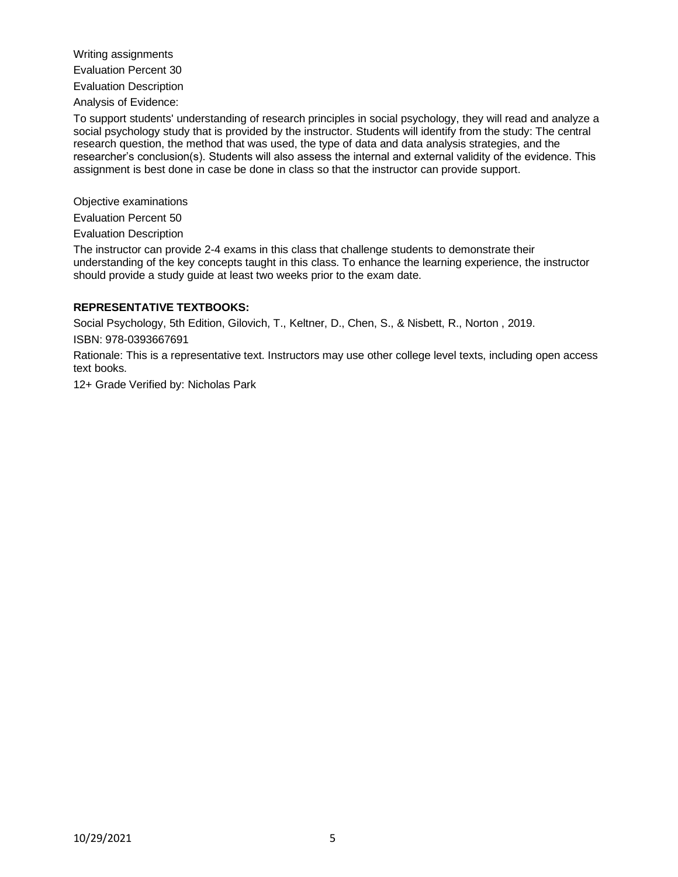Writing assignments

Evaluation Percent 30

Evaluation Description

Analysis of Evidence:

To support students' understanding of research principles in social psychology, they will read and analyze a social psychology study that is provided by the instructor. Students will identify from the study: The central research question, the method that was used, the type of data and data analysis strategies, and the researcher's conclusion(s). Students will also assess the internal and external validity of the evidence. This assignment is best done in case be done in class so that the instructor can provide support.

Objective examinations

Evaluation Percent 50

Evaluation Description

The instructor can provide 2-4 exams in this class that challenge students to demonstrate their understanding of the key concepts taught in this class. To enhance the learning experience, the instructor should provide a study guide at least two weeks prior to the exam date.

**REPRESENTATIVE TEXTBOOKS:**

Social Psychology, 5th Edition, Gilovich, T., Keltner, D., Chen, S., & Nisbett, R., Norton , 2019.

ISBN: 978-0393667691

Rationale: This is a representative text. Instructors may use other college level texts, including open access text books.

12+ Grade Verified by: Nicholas Park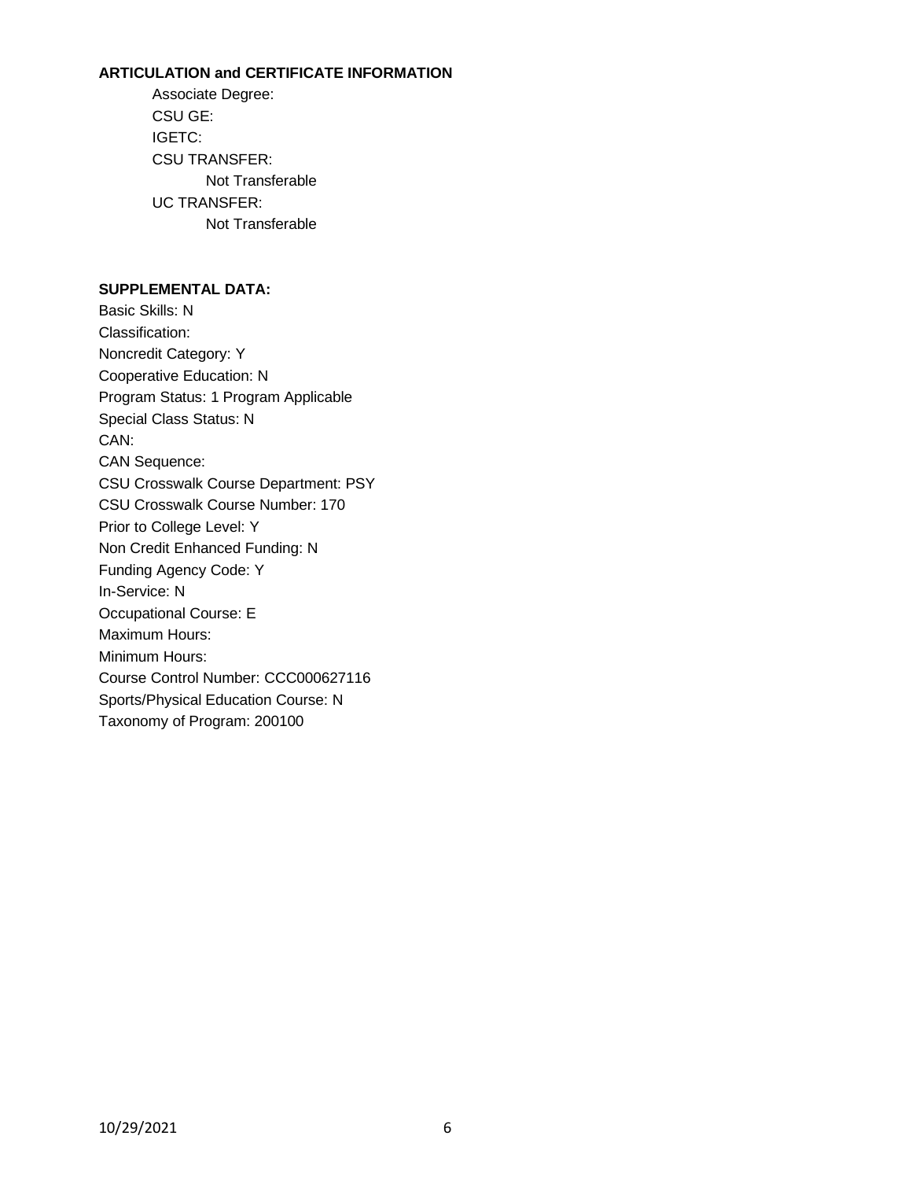**ARTICULATION and CERTIFICATE INFORMATION**

Associate Degree:
CSU GE:
IGETC:
CSU TRANSFER:
Not Transferable
UC TRANSFER:
Not Transferable

**SUPPLEMENTAL DATA:**

Basic Skills: N
Classification:
Noncredit Category: Y
Cooperative Education: N
Program Status: 1 Program Applicable
Special Class Status: N
CAN:
CAN Sequence:
CSU Crosswalk Course Department: PSY
CSU Crosswalk Course Number: 170
Prior to College Level: Y
Non Credit Enhanced Funding: N
Funding Agency Code: Y
In-Service: N
Occupational Course: E
Maximum Hours:
Minimum Hours:
Course Control Number: CCC000627116
Sports/Physical Education Course: N
Taxonomy of Program: 200100